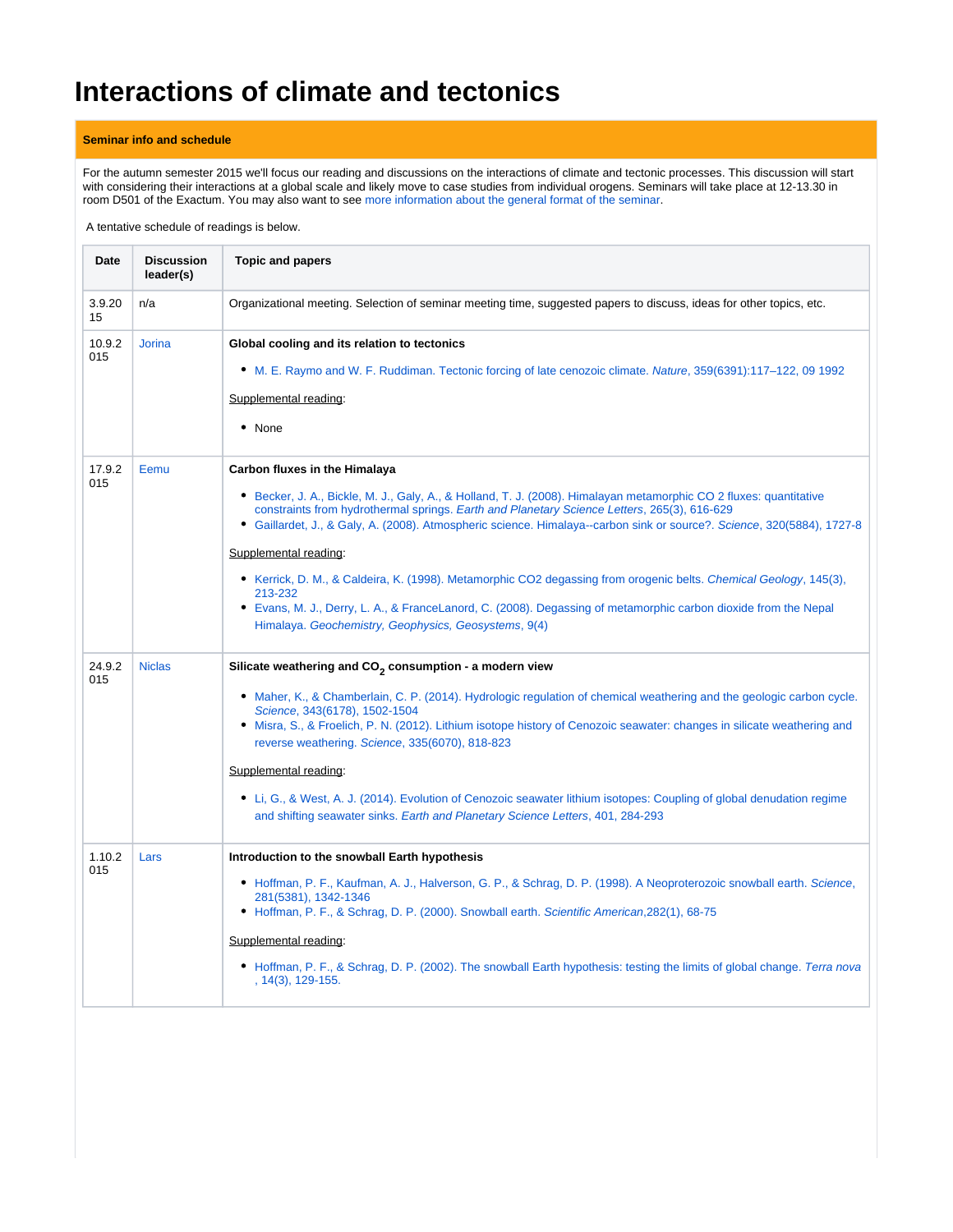# Interactions of climate and tectonics

**Seminar info and schedule**

For the autumn semester 2015 we'll focus our reading and discussions on the interactions of climate and tectonic processes. This discussion will start with considering their interactions at a global scale and likely move to case studies from individual orogens. Seminars will take place at 12-13.30 in room D501 of the Exactum. You may also want to see more information about the general format of the seminar.

A tentative schedule of readings is below.

| Date | Discussion leader(s) | Topic and papers |
|---|---|---|
| 3.9.2015 | n/a | Organizational meeting. Selection of seminar meeting time, suggested papers to discuss, ideas for other topics, etc. |
| 10.9.2015 | Jorina | **Global cooling and its relation to tectonics**<br><br>• M. E. Raymo and W. F. Ruddiman. Tectonic forcing of late cenozoic climate. *Nature*, 359(6391):117–122, 09 1992<br><br>Supplemental reading:<br><br>• None |
| 17.9.2015 | Eemu | **Carbon fluxes in the Himalaya**<br><br>• Becker, J. A., Bickle, M. J., Galy, A., & Holland, T. J. (2008). Himalayan metamorphic CO 2 fluxes: quantitative constraints from hydrothermal springs. *Earth and Planetary Science Letters*, 265(3), 616-629<br>• Gaillardet, J., & Galy, A. (2008). Atmospheric science. Himalaya--carbon sink or source?. *Science*, 320(5884), 1727-8<br><br>Supplemental reading:<br><br>• Kerrick, D. M., & Caldeira, K. (1998). Metamorphic CO2 degassing from orogenic belts. *Chemical Geology*, 145(3), 213-232<br>• Evans, M. J., Derry, L. A., & FranceLanord, C. (2008). Degassing of metamorphic carbon dioxide from the Nepal Himalaya. *Geochemistry, Geophysics, Geosystems*, 9(4) |
| 24.9.2015 | Niclas | **Silicate weathering and $CO_2$ consumption - a modern view**<br><br>• Maher, K., & Chamberlain, C. P. (2014). Hydrologic regulation of chemical weathering and the geologic carbon cycle. *Science*, 343(6178), 1502-1504<br>• Misra, S., & Froelich, P. N. (2012). Lithium isotope history of Cenozoic seawater: changes in silicate weathering and reverse weathering. *Science*, 335(6070), 818-823<br><br>Supplemental reading:<br><br>• Li, G., & West, A. J. (2014). Evolution of Cenozoic seawater lithium isotopes: Coupling of global denudation regime and shifting seawater sinks. *Earth and Planetary Science Letters*, 401, 284-293 |
| 1.10.2015 | Lars | **Introduction to the snowball Earth hypothesis**<br><br>• Hoffman, P. F., Kaufman, A. J., Halverson, G. P., & Schrag, D. P. (1998). A Neoproterozoic snowball earth. *Science*, 281(5381), 1342-1346<br>• Hoffman, P. F., & Schrag, D. P. (2000). Snowball earth. *Scientific American*,282(1), 68-75<br><br>Supplemental reading:<br><br>• Hoffman, P. F., & Schrag, D. P. (2002). The snowball Earth hypothesis: testing the limits of global change. *Terra nova*, 14(3), 129-155. |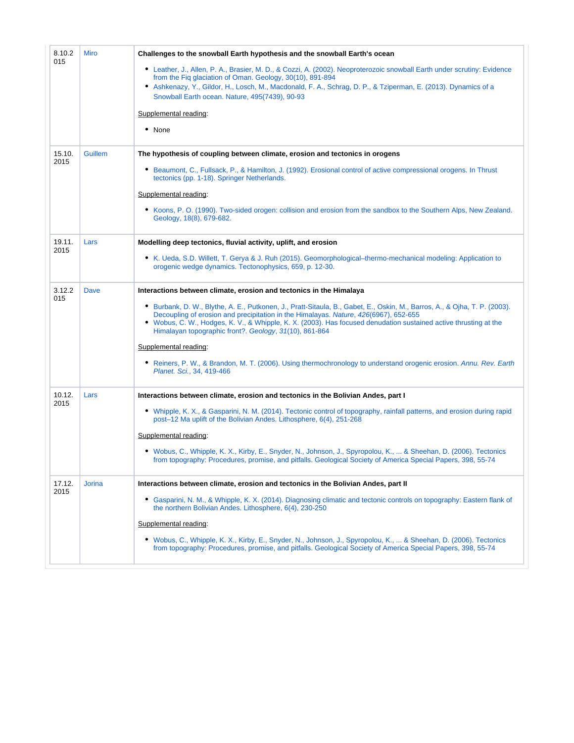| | | |
|---|---|---|
| 8.10.2015 | Miro | **Challenges to the snowball Earth hypothesis and the snowball Earth's ocean**<br><br>• Leather, J., Allen, P. A., Brasier, M. D., & Cozzi, A. (2002). Neoproterozoic snowball Earth under scrutiny: Evidence from the Fiq glaciation of Oman. Geology, 30(10), 891-894<br>• Ashkenazy, Y., Gildor, H., Losch, M., Macdonald, F. A., Schrag, D. P., & Tziperman, E. (2013). Dynamics of a Snowball Earth ocean. Nature, 495(7439), 90-93<br><br>Supplemental reading:<br><br>• None |
| 15.10.2015 | Guillem | **The hypothesis of coupling between climate, erosion and tectonics in orogens**<br><br>• Beaumont, C., Fullsack, P., & Hamilton, J. (1992). Erosional control of active compressional orogens. In Thrust tectonics (pp. 1-18). Springer Netherlands.<br><br>Supplemental reading:<br><br>• Koons, P. O. (1990). Two-sided orogen: collision and erosion from the sandbox to the Southern Alps, New Zealand. Geology, 18(8), 679-682. |
| 19.11.2015 | Lars | **Modelling deep tectonics, fluvial activity, uplift, and erosion**<br><br>• K. Ueda, S.D. Willett, T. Gerya & J. Ruh (2015). Geomorphological–thermo-mechanical modeling: Application to orogenic wedge dynamics. Tectonophysics, 659, p. 12-30. |
| 3.12.2015 | Dave | **Interactions between climate, erosion and tectonics in the Himalaya**<br><br>• Burbank, D. W., Blythe, A. E., Putkonen, J., Pratt-Sitaula, B., Gabet, E., Oskin, M., Barros, A., & Ojha, T. P. (2003). Decoupling of erosion and precipitation in the Himalayas. *Nature*, *426*(6967), 652-655<br>• Wobus, C. W., Hodges, K. V., & Whipple, K. X. (2003). Has focused denudation sustained active thrusting at the Himalayan topographic front?. *Geology*, *31*(10), 861-864<br><br>Supplemental reading:<br><br>• Reiners, P. W., & Brandon, M. T. (2006). Using thermochronology to understand orogenic erosion. *Annu. Rev. Earth Planet. Sci.*, 34, 419-466 |
| 10.12.2015 | Lars | **Interactions between climate, erosion and tectonics in the Bolivian Andes, part I**<br><br>• Whipple, K. X., & Gasparini, N. M. (2014). Tectonic control of topography, rainfall patterns, and erosion during rapid post–12 Ma uplift of the Bolivian Andes. Lithosphere, 6(4), 251-268<br><br>Supplemental reading:<br><br>• Wobus, C., Whipple, K. X., Kirby, E., Snyder, N., Johnson, J., Spyropolou, K., ... & Sheehan, D. (2006). Tectonics from topography: Procedures, promise, and pitfalls. Geological Society of America Special Papers, 398, 55-74 |
| 17.12.2015 | Jorina | **Interactions between climate, erosion and tectonics in the Bolivian Andes, part II**<br><br>• Gasparini, N. M., & Whipple, K. X. (2014). Diagnosing climatic and tectonic controls on topography: Eastern flank of the northern Bolivian Andes. Lithosphere, 6(4), 230-250<br><br>Supplemental reading:<br><br>• Wobus, C., Whipple, K. X., Kirby, E., Snyder, N., Johnson, J., Spyropolou, K., ... & Sheehan, D. (2006). Tectonics from topography: Procedures, promise, and pitfalls. Geological Society of America Special Papers, 398, 55-74 |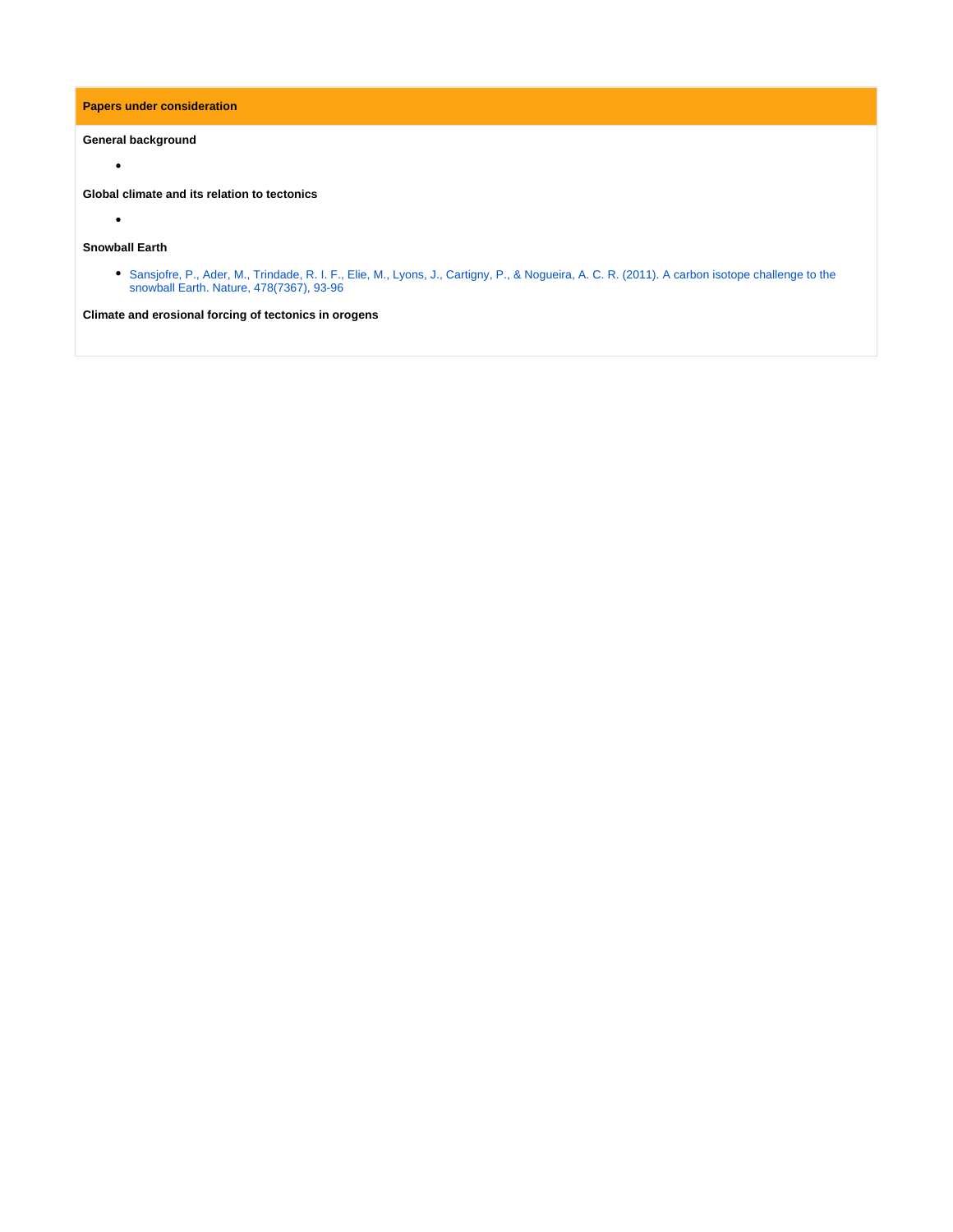**Papers under consideration**

**General background**

- 

**Global climate and its relation to tectonics**

- 

**Snowball Earth**

- Sansjofre, P., Ader, M., Trindade, R. I. F., Elie, M., Lyons, J., Cartigny, P., & Nogueira, A. C. R. (2011). A carbon isotope challenge to the snowball Earth. Nature, 478(7367), 93-96

**Climate and erosional forcing of tectonics in orogens**